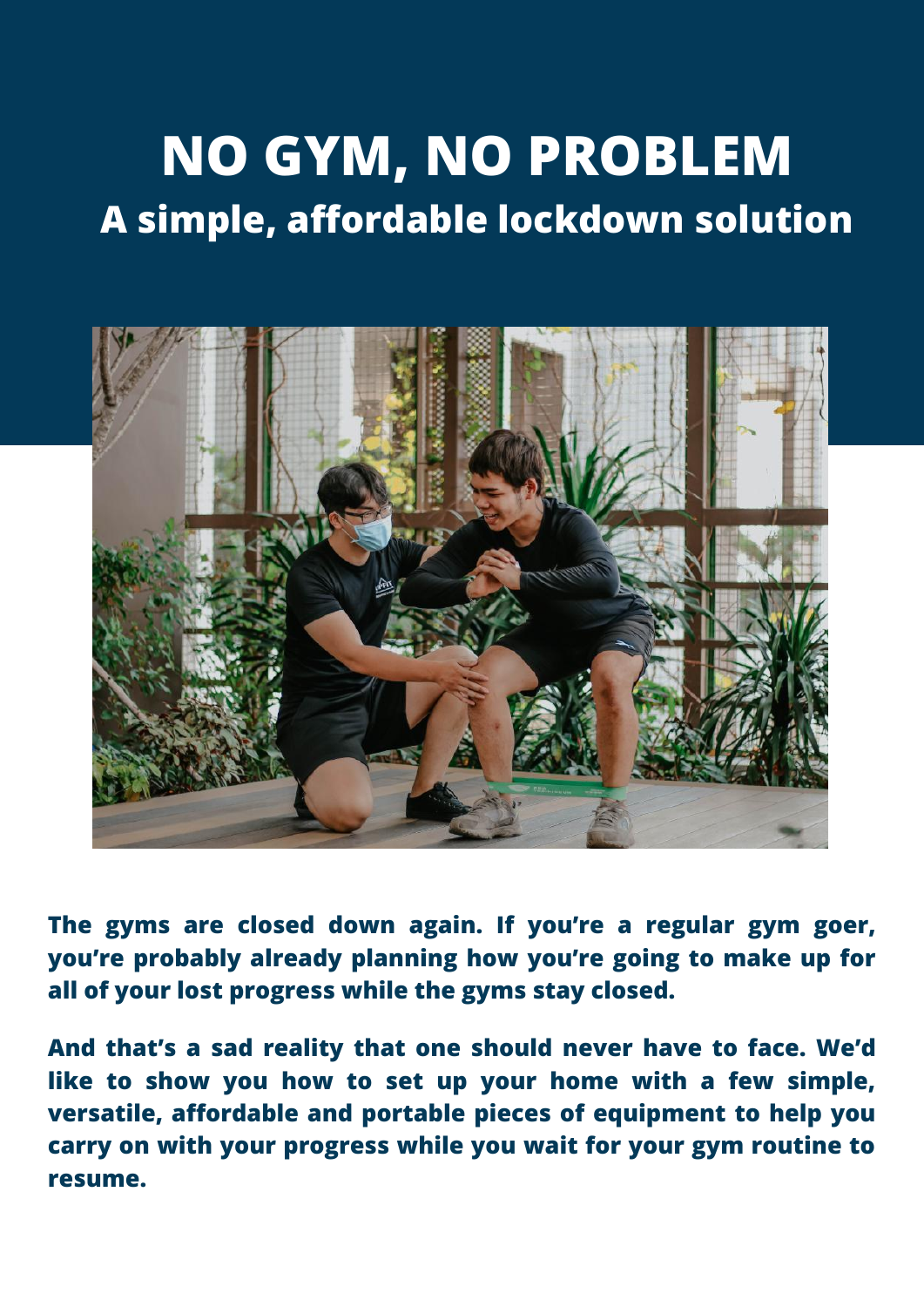# NO GYM, NO PROBLEM

## A simple, affordable lockdown solution

**The gyms are closed down again. If you're a regular gym goer, you're probably already planning how you're going to make up for all of your lost progress while the gyms stay closed.**

**And that's a sad reality that one should never have to face. We'd like to show you how to set up your home with a few simple, versatile, affordable and portable pieces of equipment to help you carry on with your progress while you wait for your gym routine to resume.**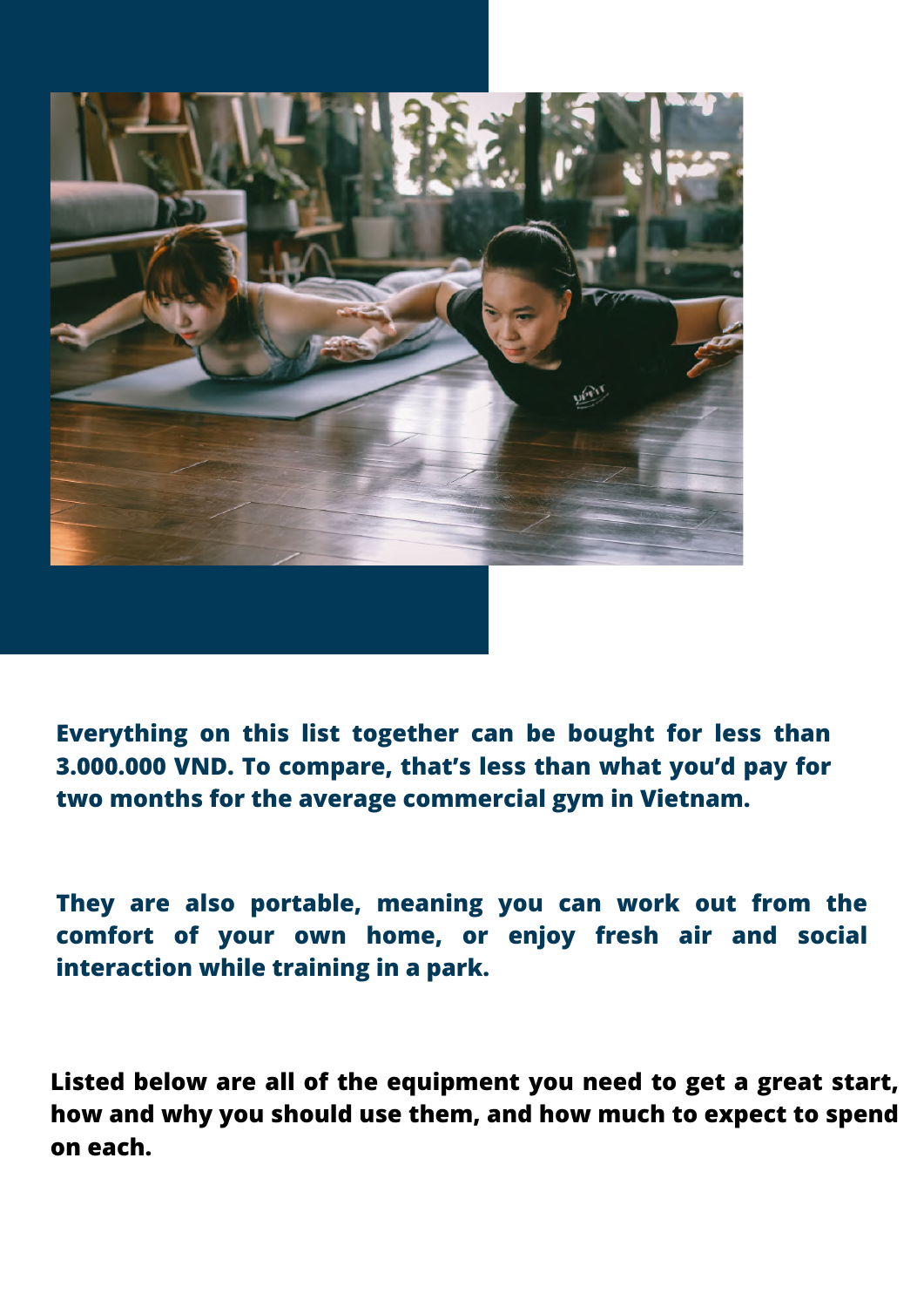**Everything on this list together can be bought for less than 3.000.000 VND. To compare, that's less than what you'd pay for two months for the average commercial gym in Vietnam.**

**They are also portable, meaning you can work out from the comfort of your own home, or enjoy fresh air and social interaction while training in a park.**

**Listed below are all of the equipment you need to get a great start, how and why you should use them, and how much to expect to spend on each.**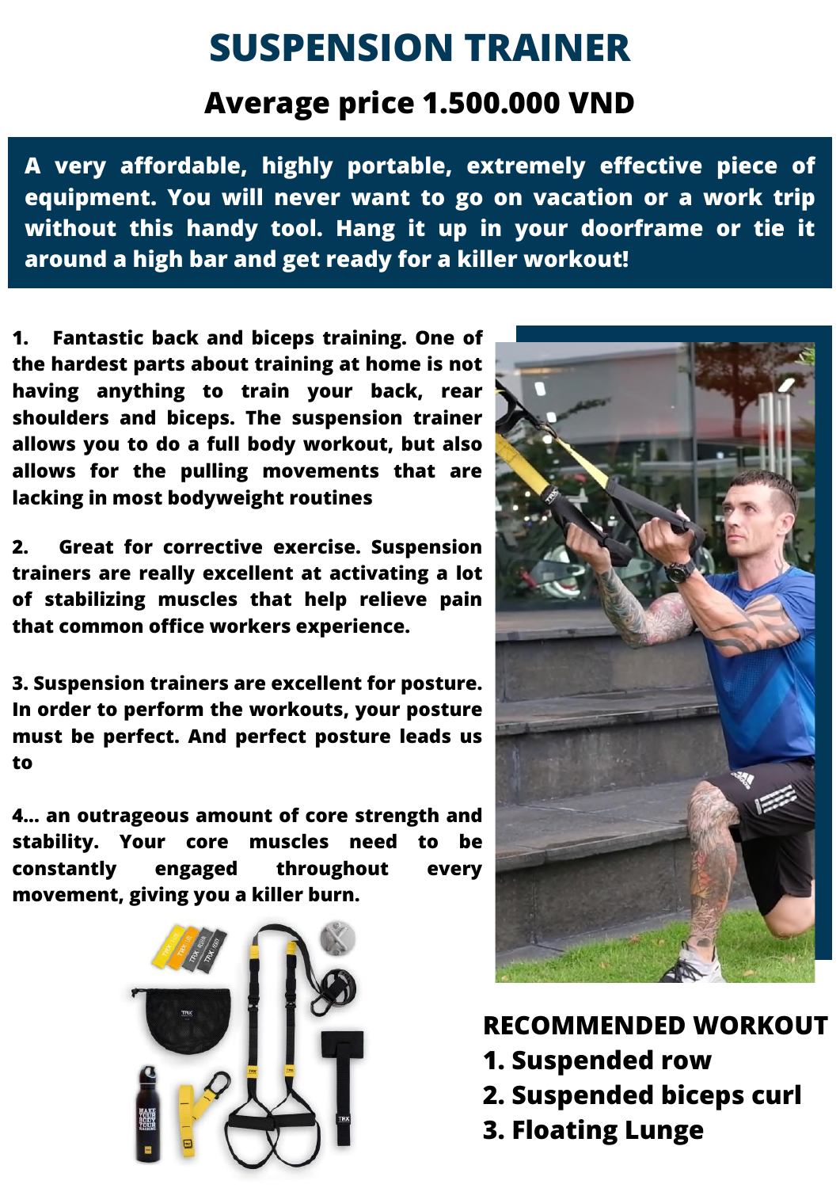# SUSPENSION TRAINER

## Average price 1.500.000 VND

**A very affordable, highly portable, extremely effective piece of equipment. You will never want to go on vacation or a work trip without this handy tool. Hang it up in your doorframe or tie it around a high bar and get ready for a killer workout!**

**1. Fantastic back and biceps training. One of the hardest parts about training at home is not having anything to train your back, rear shoulders and biceps. The suspension trainer allows you to do a full body workout, but also allows for the pulling movements that are lacking in most bodyweight routines**

**2. Great for corrective exercise. Suspension trainers are really excellent at activating a lot of stabilizing muscles that help relieve pain that common office workers experience.**

**3. Suspension trainers are excellent for posture. In order to perform the workouts, your posture must be perfect. And perfect posture leads us to**

**4... an outrageous amount of core strength and stability. Your core muscles need to be constantly engaged throughout every movement, giving you a killer burn.**

**RECOMMENDED WORKOUT**

**1. Suspended row**
**2. Suspended biceps curl**
**3. Floating Lunge**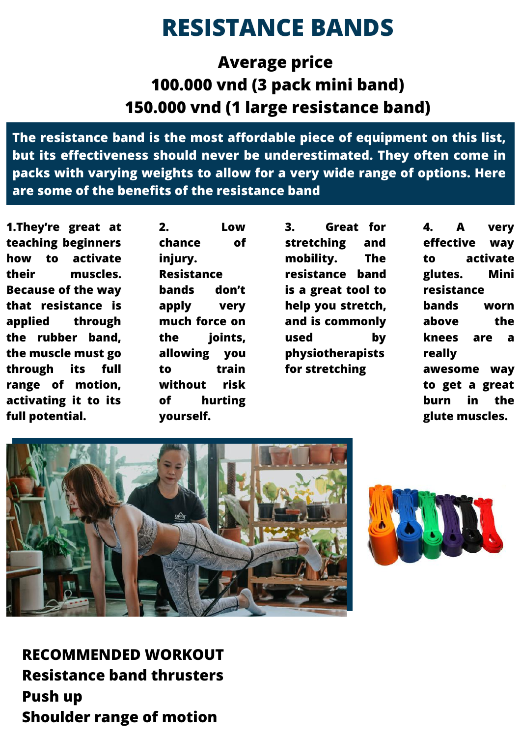# RESISTANCE BANDS

## Average price
## 100.000 vnd (3 pack mini band)
## 150.000 vnd (1 large resistance band)

**The resistance band is the most affordable piece of equipment on this list, but its effectiveness should never be underestimated. They often come in packs with varying weights to allow for a very wide range of options. Here are some of the benefits of the resistance band**

**1. They're great at teaching beginners how to activate their muscles. Because of the way that resistance is applied through the rubber band, the muscle must go through its full range of motion, activating it to its full potential.**

**2. Low chance of injury. Resistance bands don't apply very much force on the joints, allowing you to train without risk of hurting yourself.**

**3. Great for stretching and mobility. The resistance band is a great tool to help you stretch, and is commonly used by physiotherapists for stretching**

**4. A very effective way to activate glutes. Mini resistance bands worn above the knees are a really awesome way to get a great burn in the glute muscles.**

**RECOMMENDED WORKOUT**
**Resistance band thrusters**
**Push up**
**Shoulder range of motion**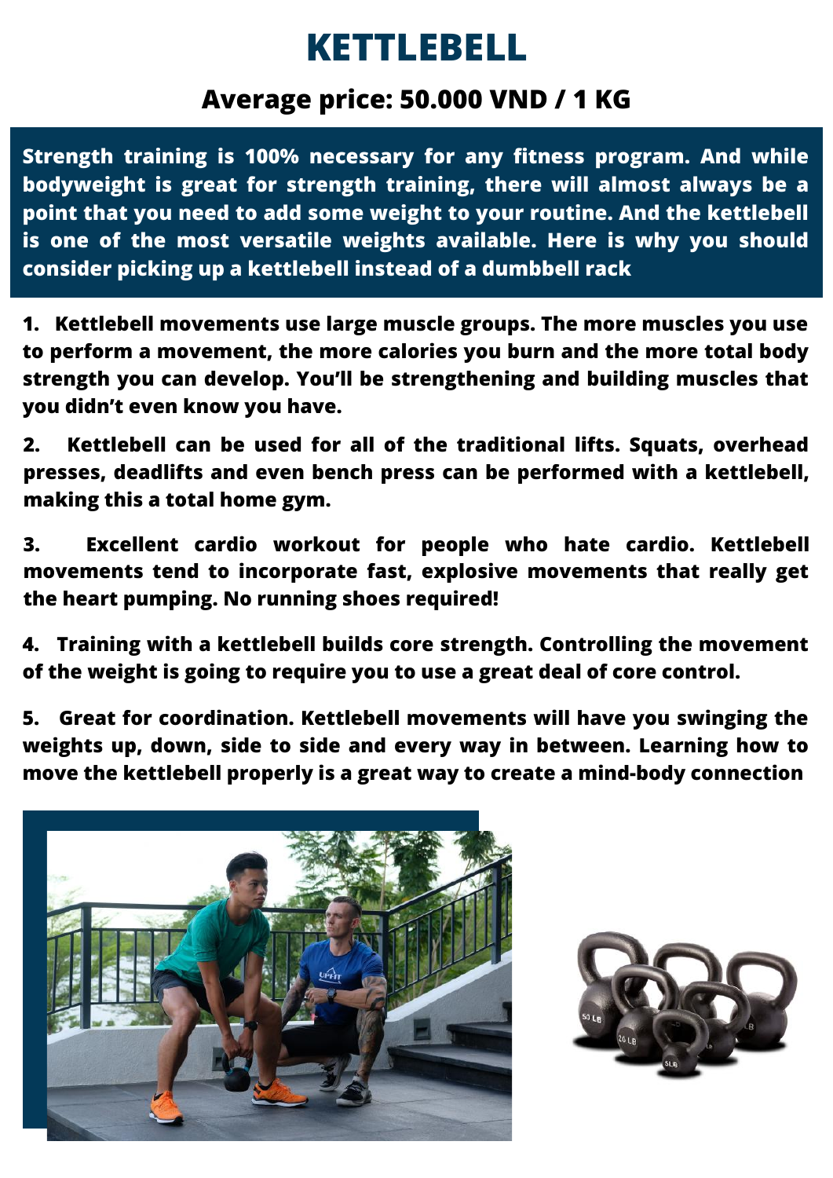# KETTLEBELL

## Average price: 50.000 VND / 1 KG

**Strength training is 100% necessary for any fitness program. And while bodyweight is great for strength training, there will almost always be a point that you need to add some weight to your routine. And the kettlebell is one of the most versatile weights available. Here is why you should consider picking up a kettlebell instead of a dumbbell rack**

1. **Kettlebell movements use large muscle groups. The more muscles you use to perform a movement, the more calories you burn and the more total body strength you can develop. You'll be strengthening and building muscles that you didn't even know you have.**

2. **Kettlebell can be used for all of the traditional lifts. Squats, overhead presses, deadlifts and even bench press can be performed with a kettlebell, making this a total home gym.**

3. **Excellent cardio workout for people who hate cardio. Kettlebell movements tend to incorporate fast, explosive movements that really get the heart pumping. No running shoes required!**

4. **Training with a kettlebell builds core strength. Controlling the movement of the weight is going to require you to use a great deal of core control.**

5. **Great for coordination. Kettlebell movements will have you swinging the weights up, down, side to side and every way in between. Learning how to move the kettlebell properly is a great way to create a mind-body connection**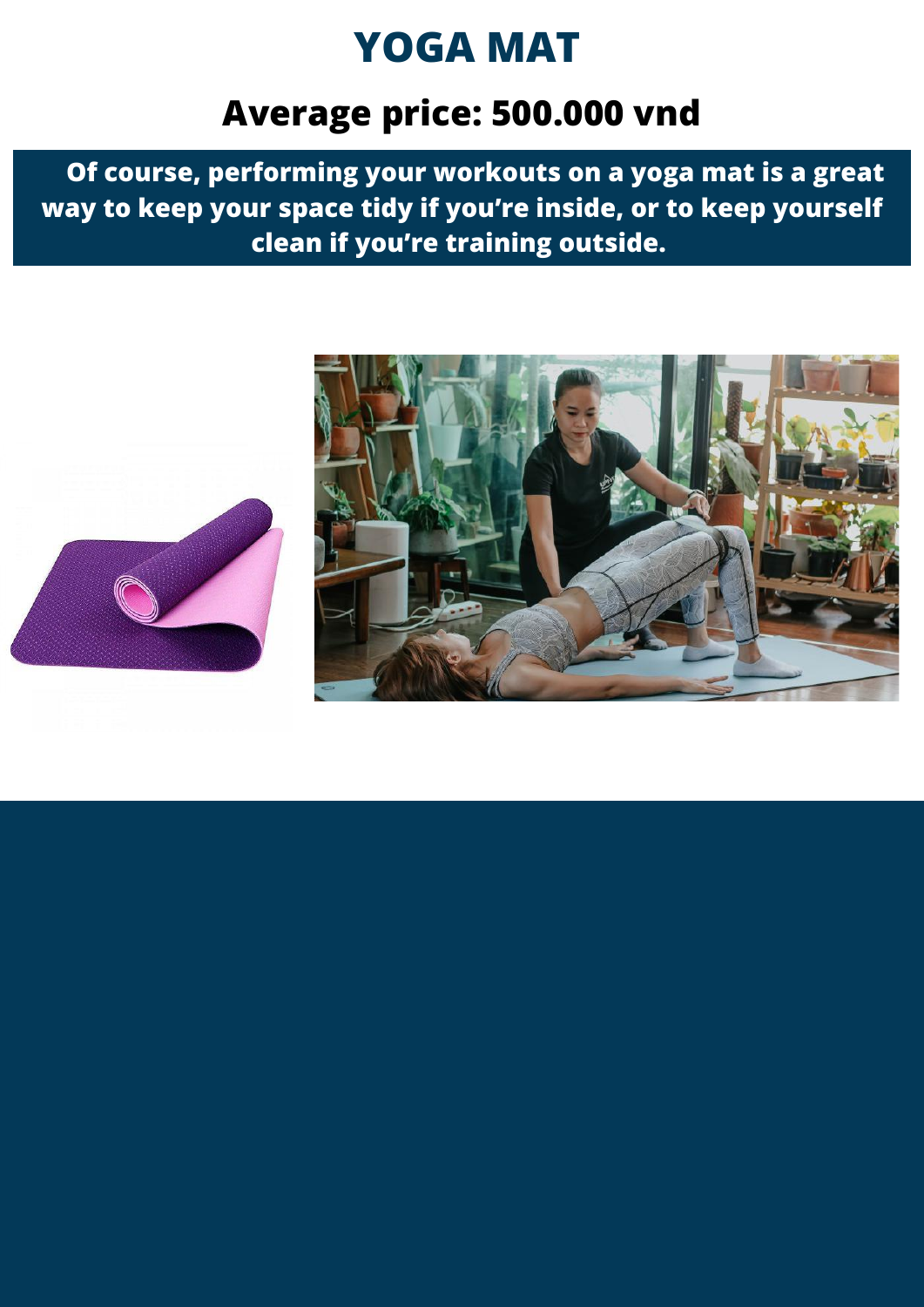# YOGA MAT

## Average price: 500.000 vnd

**Of course, performing your workouts on a yoga mat is a great way to keep your space tidy if you're inside, or to keep yourself clean if you're training outside.**